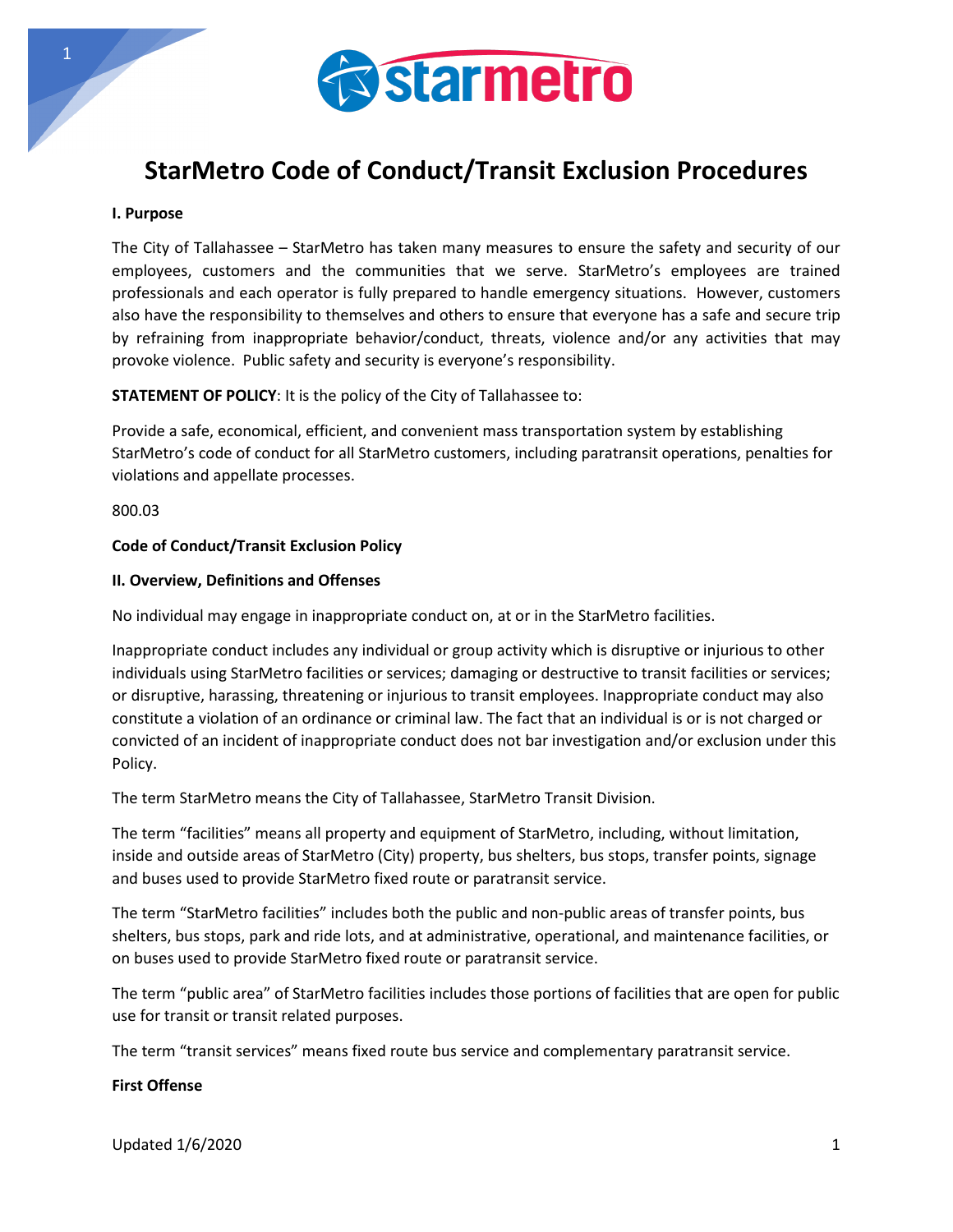# StarMetro Code of Conduct/Transit Exclusion Procedures

**I. Purpose**

The City of Tallahassee – StarMetro has taken many measures to ensure the safety and security of our employees, customers and the communities that we serve. StarMetro's employees are trained professionals and each operator is fully prepared to handle emergency situations. However, customers also have the responsibility to themselves and others to ensure that everyone has a safe and secure trip by refraining from inappropriate behavior/conduct, threats, violence and/or any activities that may provoke violence. Public safety and security is everyone's responsibility.

**STATEMENT OF POLICY**: It is the policy of the City of Tallahassee to:

Provide a safe, economical, efficient, and convenient mass transportation system by establishing StarMetro's code of conduct for all StarMetro customers, including paratransit operations, penalties for violations and appellate processes.

800.03

**Code of Conduct/Transit Exclusion Policy**

**II. Overview, Definitions and Offenses**

No individual may engage in inappropriate conduct on, at or in the StarMetro facilities.

Inappropriate conduct includes any individual or group activity which is disruptive or injurious to other individuals using StarMetro facilities or services; damaging or destructive to transit facilities or services; or disruptive, harassing, threatening or injurious to transit employees. Inappropriate conduct may also constitute a violation of an ordinance or criminal law. The fact that an individual is or is not charged or convicted of an incident of inappropriate conduct does not bar investigation and/or exclusion under this Policy.

The term StarMetro means the City of Tallahassee, StarMetro Transit Division.

The term "facilities" means all property and equipment of StarMetro, including, without limitation, inside and outside areas of StarMetro (City) property, bus shelters, bus stops, transfer points, signage and buses used to provide StarMetro fixed route or paratransit service.

The term "StarMetro facilities" includes both the public and non-public areas of transfer points, bus shelters, bus stops, park and ride lots, and at administrative, operational, and maintenance facilities, or on buses used to provide StarMetro fixed route or paratransit service.

The term "public area" of StarMetro facilities includes those portions of facilities that are open for public use for transit or transit related purposes.

The term "transit services" means fixed route bus service and complementary paratransit service.

**First Offense**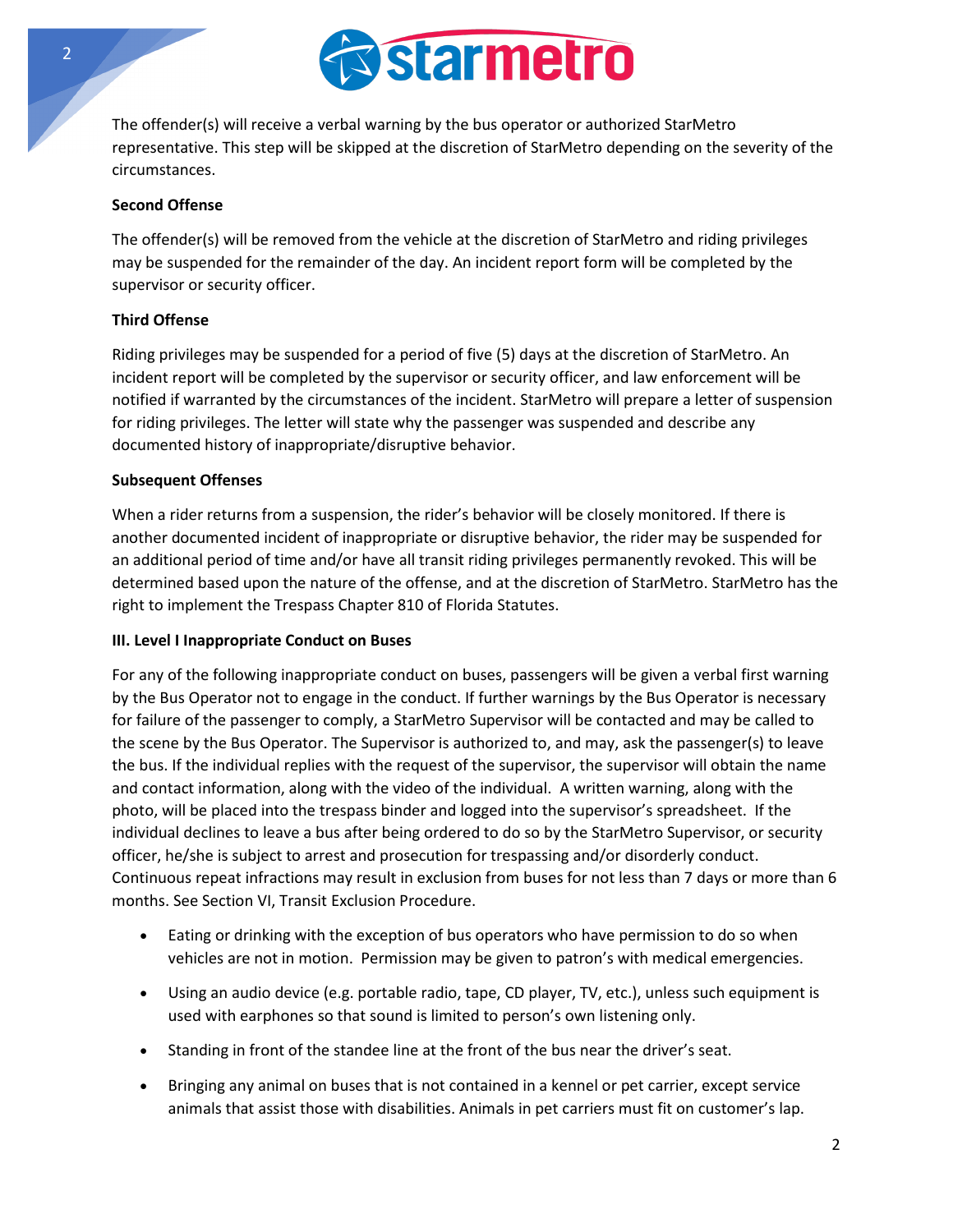The offender(s) will receive a verbal warning by the bus operator or authorized StarMetro representative. This step will be skipped at the discretion of StarMetro depending on the severity of the circumstances.

**Second Offense**

The offender(s) will be removed from the vehicle at the discretion of StarMetro and riding privileges may be suspended for the remainder of the day. An incident report form will be completed by the supervisor or security officer.

**Third Offense**

Riding privileges may be suspended for a period of five (5) days at the discretion of StarMetro. An incident report will be completed by the supervisor or security officer, and law enforcement will be notified if warranted by the circumstances of the incident. StarMetro will prepare a letter of suspension for riding privileges. The letter will state why the passenger was suspended and describe any documented history of inappropriate/disruptive behavior.

**Subsequent Offenses**

When a rider returns from a suspension, the rider's behavior will be closely monitored. If there is another documented incident of inappropriate or disruptive behavior, the rider may be suspended for an additional period of time and/or have all transit riding privileges permanently revoked. This will be determined based upon the nature of the offense, and at the discretion of StarMetro. StarMetro has the right to implement the Trespass Chapter 810 of Florida Statutes.

**III. Level I Inappropriate Conduct on Buses**

For any of the following inappropriate conduct on buses, passengers will be given a verbal first warning by the Bus Operator not to engage in the conduct. If further warnings by the Bus Operator is necessary for failure of the passenger to comply, a StarMetro Supervisor will be contacted and may be called to the scene by the Bus Operator. The Supervisor is authorized to, and may, ask the passenger(s) to leave the bus. If the individual replies with the request of the supervisor, the supervisor will obtain the name and contact information, along with the video of the individual. A written warning, along with the photo, will be placed into the trespass binder and logged into the supervisor's spreadsheet. If the individual declines to leave a bus after being ordered to do so by the StarMetro Supervisor, or security officer, he/she is subject to arrest and prosecution for trespassing and/or disorderly conduct. Continuous repeat infractions may result in exclusion from buses for not less than 7 days or more than 6 months. See Section VI, Transit Exclusion Procedure.

- Eating or drinking with the exception of bus operators who have permission to do so when vehicles are not in motion. Permission may be given to patron's with medical emergencies.
- Using an audio device (e.g. portable radio, tape, CD player, TV, etc.), unless such equipment is used with earphones so that sound is limited to person's own listening only.
- Standing in front of the standee line at the front of the bus near the driver's seat.
- Bringing any animal on buses that is not contained in a kennel or pet carrier, except service animals that assist those with disabilities. Animals in pet carriers must fit on customer's lap.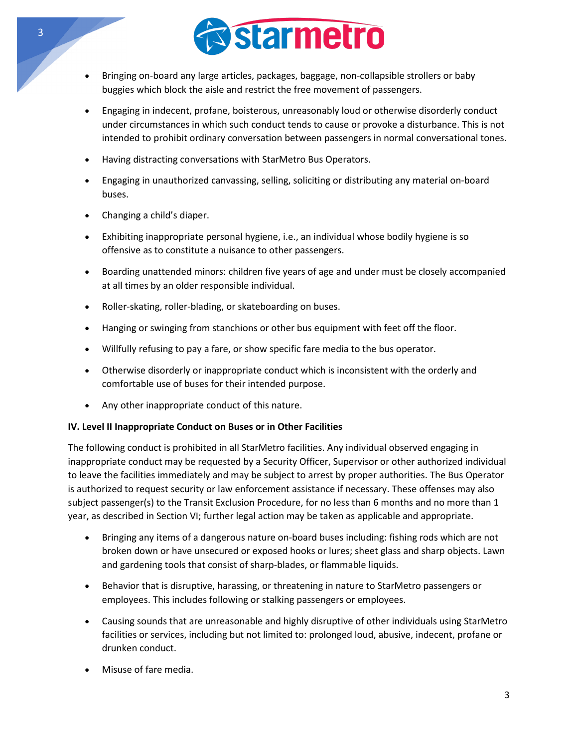- Bringing on-board any large articles, packages, baggage, non-collapsible strollers or baby buggies which block the aisle and restrict the free movement of passengers.
- Engaging in indecent, profane, boisterous, unreasonably loud or otherwise disorderly conduct under circumstances in which such conduct tends to cause or provoke a disturbance. This is not intended to prohibit ordinary conversation between passengers in normal conversational tones.
- Having distracting conversations with StarMetro Bus Operators.
- Engaging in unauthorized canvassing, selling, soliciting or distributing any material on-board buses.
- Changing a child's diaper.
- Exhibiting inappropriate personal hygiene, i.e., an individual whose bodily hygiene is so offensive as to constitute a nuisance to other passengers.
- Boarding unattended minors: children five years of age and under must be closely accompanied at all times by an older responsible individual.
- Roller-skating, roller-blading, or skateboarding on buses.
- Hanging or swinging from stanchions or other bus equipment with feet off the floor.
- Willfully refusing to pay a fare, or show specific fare media to the bus operator.
- Otherwise disorderly or inappropriate conduct which is inconsistent with the orderly and comfortable use of buses for their intended purpose.
- Any other inappropriate conduct of this nature.

**IV. Level II Inappropriate Conduct on Buses or in Other Facilities**

The following conduct is prohibited in all StarMetro facilities. Any individual observed engaging in inappropriate conduct may be requested by a Security Officer, Supervisor or other authorized individual to leave the facilities immediately and may be subject to arrest by proper authorities. The Bus Operator is authorized to request security or law enforcement assistance if necessary. These offenses may also subject passenger(s) to the Transit Exclusion Procedure, for no less than 6 months and no more than 1 year, as described in Section VI; further legal action may be taken as applicable and appropriate.

- Bringing any items of a dangerous nature on-board buses including: fishing rods which are not broken down or have unsecured or exposed hooks or lures; sheet glass and sharp objects. Lawn and gardening tools that consist of sharp-blades, or flammable liquids.
- Behavior that is disruptive, harassing, or threatening in nature to StarMetro passengers or employees. This includes following or stalking passengers or employees.
- Causing sounds that are unreasonable and highly disruptive of other individuals using StarMetro facilities or services, including but not limited to: prolonged loud, abusive, indecent, profane or drunken conduct.
- Misuse of fare media.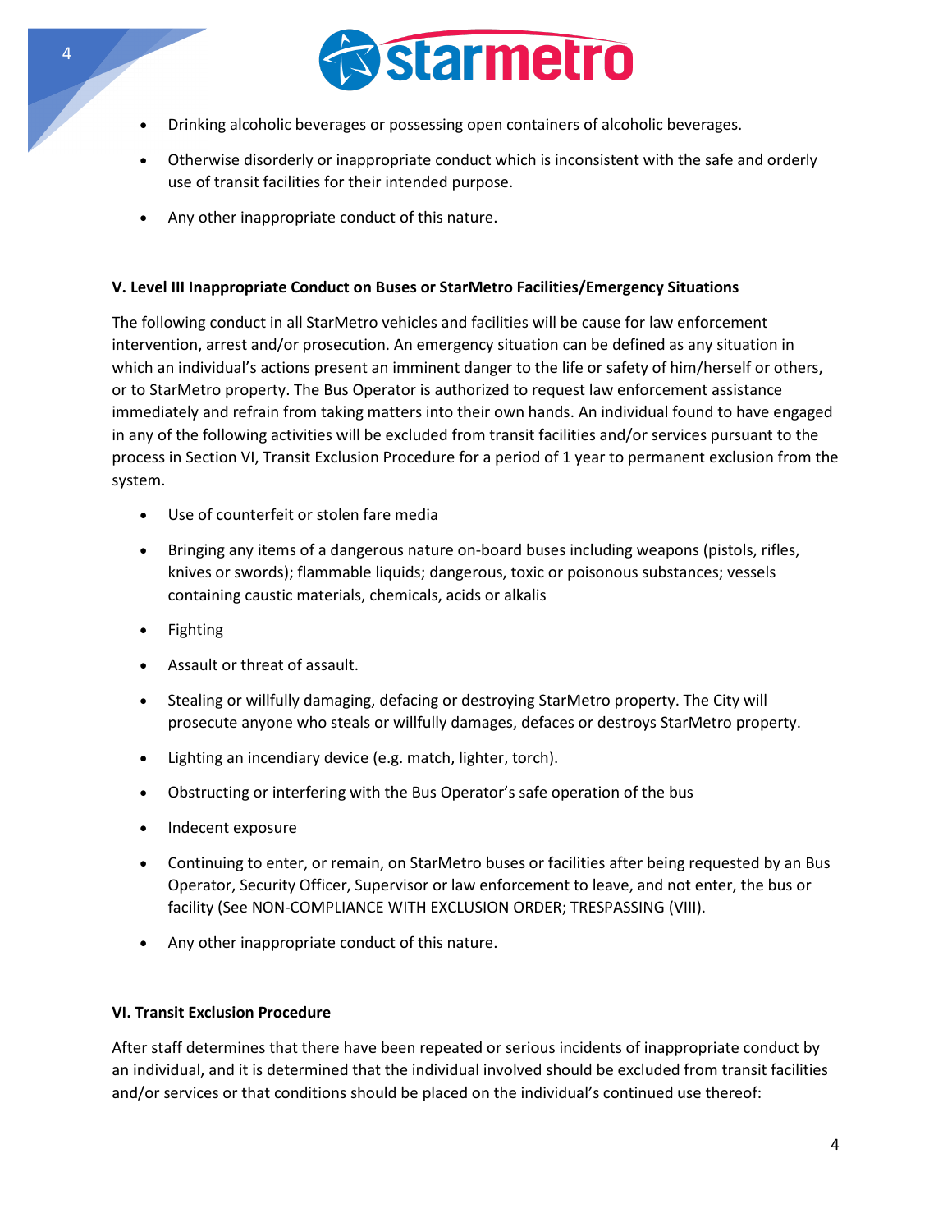- Drinking alcoholic beverages or possessing open containers of alcoholic beverages.
- Otherwise disorderly or inappropriate conduct which is inconsistent with the safe and orderly use of transit facilities for their intended purpose.
- Any other inappropriate conduct of this nature.

**V. Level III Inappropriate Conduct on Buses or StarMetro Facilities/Emergency Situations**

The following conduct in all StarMetro vehicles and facilities will be cause for law enforcement intervention, arrest and/or prosecution. An emergency situation can be defined as any situation in which an individual's actions present an imminent danger to the life or safety of him/herself or others, or to StarMetro property. The Bus Operator is authorized to request law enforcement assistance immediately and refrain from taking matters into their own hands. An individual found to have engaged in any of the following activities will be excluded from transit facilities and/or services pursuant to the process in Section VI, Transit Exclusion Procedure for a period of 1 year to permanent exclusion from the system.

- Use of counterfeit or stolen fare media
- Bringing any items of a dangerous nature on-board buses including weapons (pistols, rifles, knives or swords); flammable liquids; dangerous, toxic or poisonous substances; vessels containing caustic materials, chemicals, acids or alkalis
- Fighting
- Assault or threat of assault.
- Stealing or willfully damaging, defacing or destroying StarMetro property. The City will prosecute anyone who steals or willfully damages, defaces or destroys StarMetro property.
- Lighting an incendiary device (e.g. match, lighter, torch).
- Obstructing or interfering with the Bus Operator's safe operation of the bus
- Indecent exposure
- Continuing to enter, or remain, on StarMetro buses or facilities after being requested by an Bus Operator, Security Officer, Supervisor or law enforcement to leave, and not enter, the bus or facility (See NON-COMPLIANCE WITH EXCLUSION ORDER; TRESPASSING (VIII).
- Any other inappropriate conduct of this nature.

**VI. Transit Exclusion Procedure**

After staff determines that there have been repeated or serious incidents of inappropriate conduct by an individual, and it is determined that the individual involved should be excluded from transit facilities and/or services or that conditions should be placed on the individual's continued use thereof: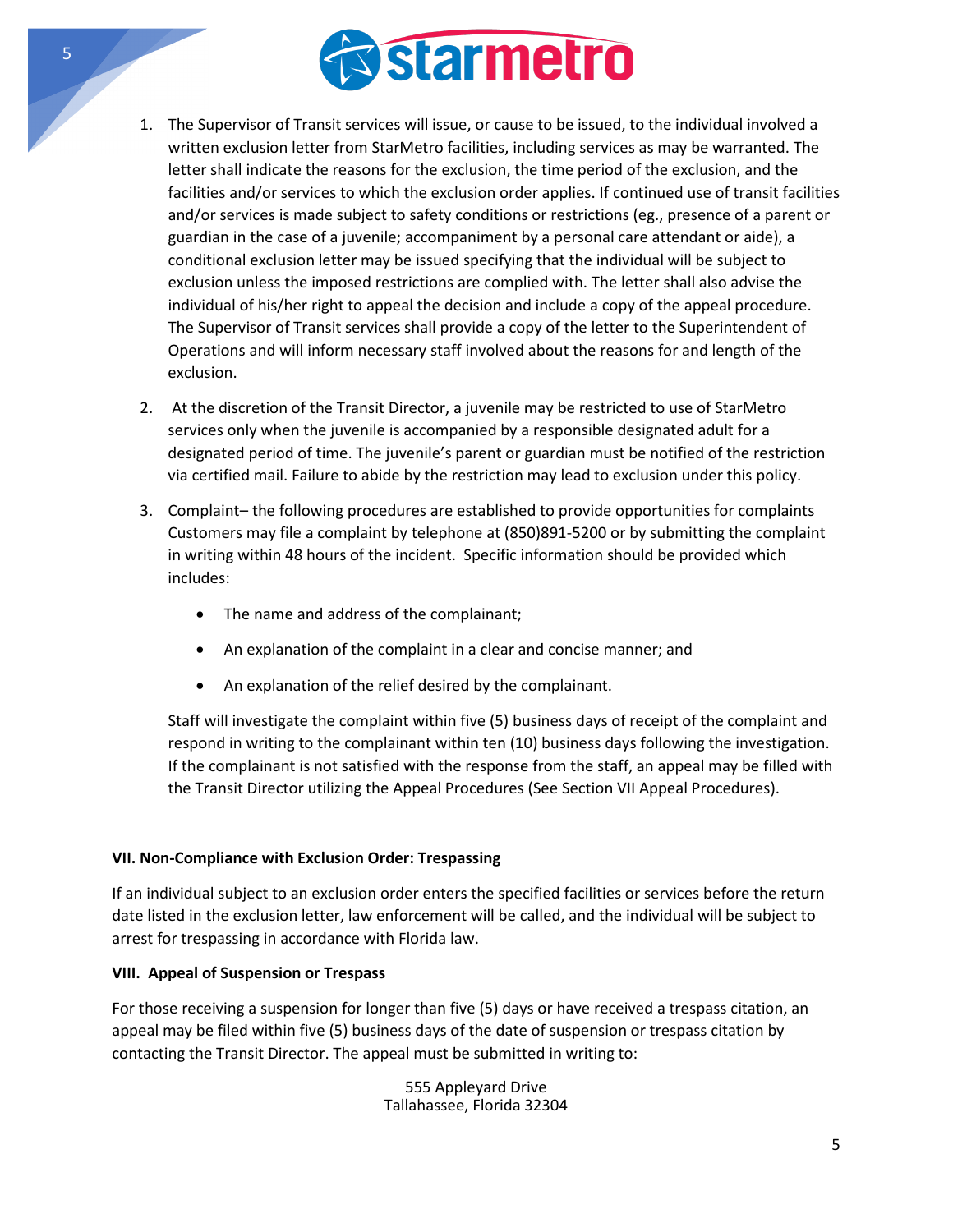1. The Supervisor of Transit services will issue, or cause to be issued, to the individual involved a written exclusion letter from StarMetro facilities, including services as may be warranted. The letter shall indicate the reasons for the exclusion, the time period of the exclusion, and the facilities and/or services to which the exclusion order applies. If continued use of transit facilities and/or services is made subject to safety conditions or restrictions (eg., presence of a parent or guardian in the case of a juvenile; accompaniment by a personal care attendant or aide), a conditional exclusion letter may be issued specifying that the individual will be subject to exclusion unless the imposed restrictions are complied with. The letter shall also advise the individual of his/her right to appeal the decision and include a copy of the appeal procedure. The Supervisor of Transit services shall provide a copy of the letter to the Superintendent of Operations and will inform necessary staff involved about the reasons for and length of the exclusion.

2. At the discretion of the Transit Director, a juvenile may be restricted to use of StarMetro services only when the juvenile is accompanied by a responsible designated adult for a designated period of time. The juvenile's parent or guardian must be notified of the restriction via certified mail. Failure to abide by the restriction may lead to exclusion under this policy.

3. Complaint– the following procedures are established to provide opportunities for complaints Customers may file a complaint by telephone at (850)891-5200 or by submitting the complaint in writing within 48 hours of the incident. Specific information should be provided which includes:

   - The name and address of the complainant;
   - An explanation of the complaint in a clear and concise manner; and
   - An explanation of the relief desired by the complainant.

   Staff will investigate the complaint within five (5) business days of receipt of the complaint and respond in writing to the complainant within ten (10) business days following the investigation. If the complainant is not satisfied with the response from the staff, an appeal may be filled with the Transit Director utilizing the Appeal Procedures (See Section VII Appeal Procedures).

### VII. Non-Compliance with Exclusion Order: Trespassing

If an individual subject to an exclusion order enters the specified facilities or services before the return date listed in the exclusion letter, law enforcement will be called, and the individual will be subject to arrest for trespassing in accordance with Florida law.

### VIII. Appeal of Suspension or Trespass

For those receiving a suspension for longer than five (5) days or have received a trespass citation, an appeal may be filed within five (5) business days of the date of suspension or trespass citation by contacting the Transit Director. The appeal must be submitted in writing to:

555 Appleyard Drive
Tallahassee, Florida 32304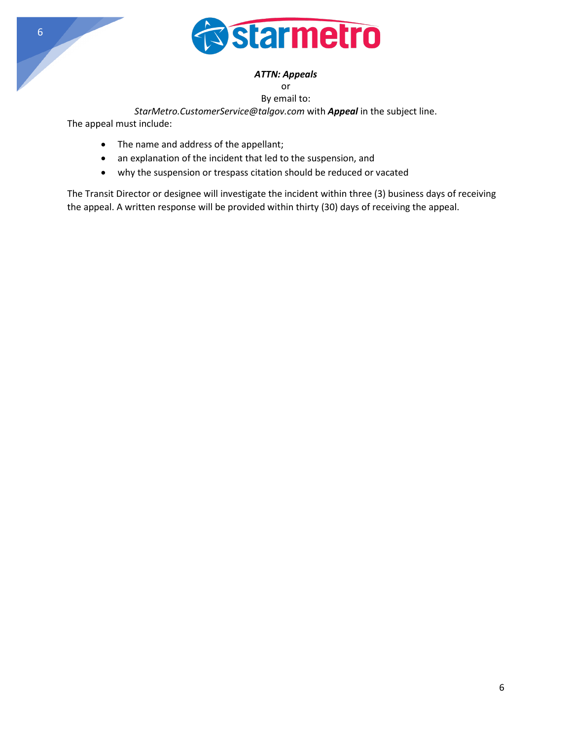***ATTN: Appeals***

or

By email to:

*StarMetro.CustomerService@talgov.com* with ***Appeal*** in the subject line.

The appeal must include:

- The name and address of the appellant;
- an explanation of the incident that led to the suspension, and
- why the suspension or trespass citation should be reduced or vacated

The Transit Director or designee will investigate the incident within three (3) business days of receiving the appeal. A written response will be provided within thirty (30) days of receiving the appeal.